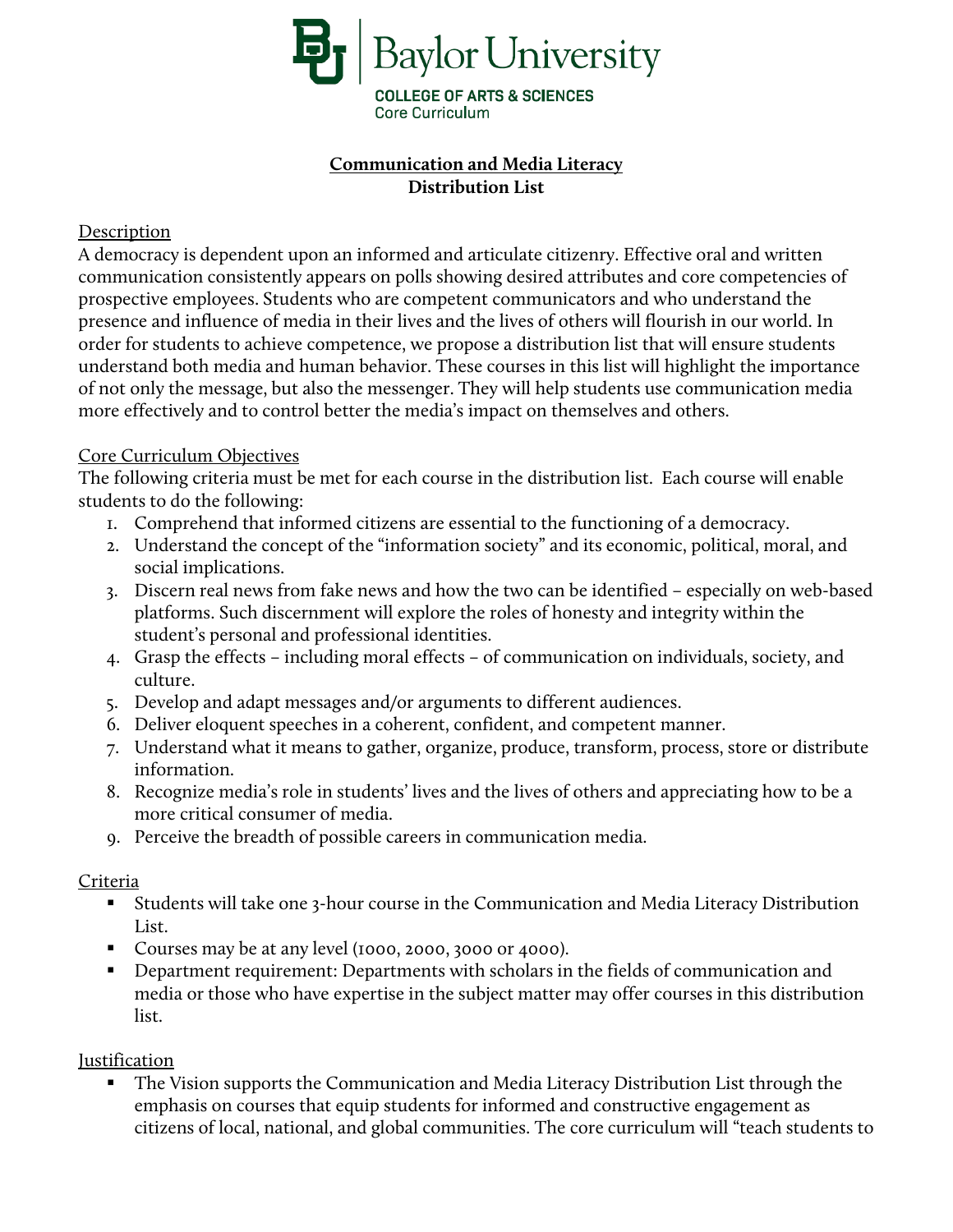Baylor University

COLLEGE OF ARTS & SCIENCES
Core Curriculum

# Communication and Media Literacy
## Distribution List

Description

A democracy is dependent upon an informed and articulate citizenry. Effective oral and written communication consistently appears on polls showing desired attributes and core competencies of prospective employees. Students who are competent communicators and who understand the presence and influence of media in their lives and the lives of others will flourish in our world. In order for students to achieve competence, we propose a distribution list that will ensure students understand both media and human behavior. These courses in this list will highlight the importance of not only the message, but also the messenger. They will help students use communication media more effectively and to control better the media's impact on themselves and others.

Core Curriculum Objectives

The following criteria must be met for each course in the distribution list. Each course will enable students to do the following:

1. Comprehend that informed citizens are essential to the functioning of a democracy.
2. Understand the concept of the "information society" and its economic, political, moral, and social implications.
3. Discern real news from fake news and how the two can be identified – especially on web-based platforms. Such discernment will explore the roles of honesty and integrity within the student's personal and professional identities.
4. Grasp the effects – including moral effects – of communication on individuals, society, and culture.
5. Develop and adapt messages and/or arguments to different audiences.
6. Deliver eloquent speeches in a coherent, confident, and competent manner.
7. Understand what it means to gather, organize, produce, transform, process, store or distribute information.
8. Recognize media's role in students' lives and the lives of others and appreciating how to be a more critical consumer of media.
9. Perceive the breadth of possible careers in communication media.

Criteria

- Students will take one 3-hour course in the Communication and Media Literacy Distribution List.
- Courses may be at any level (1000, 2000, 3000 or 4000).
- Department requirement: Departments with scholars in the fields of communication and media or those who have expertise in the subject matter may offer courses in this distribution list.

Justification

- The Vision supports the Communication and Media Literacy Distribution List through the emphasis on courses that equip students for informed and constructive engagement as citizens of local, national, and global communities. The core curriculum will "teach students to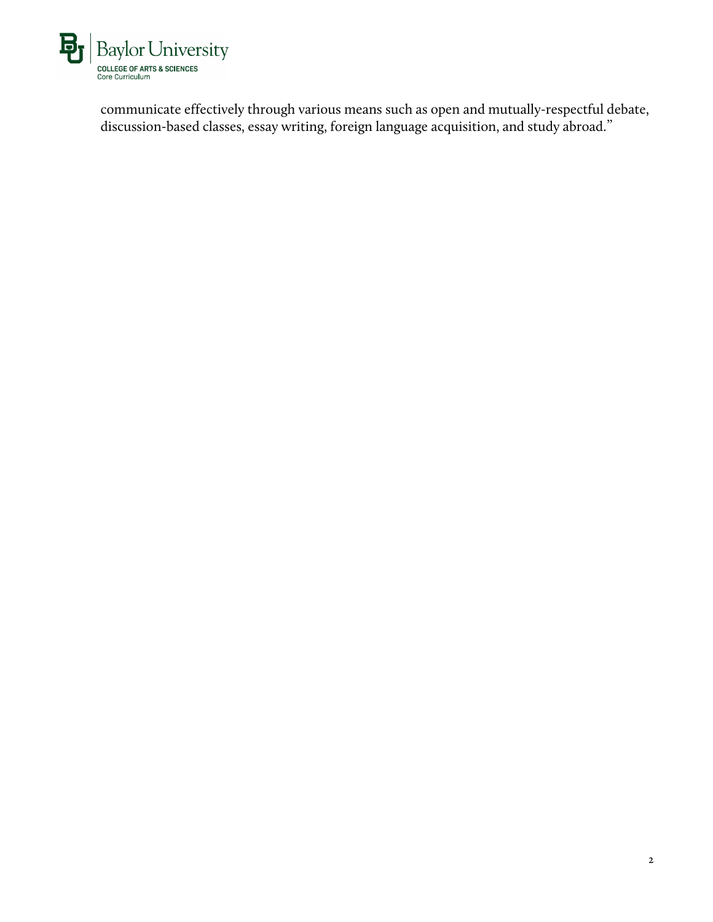communicate effectively through various means such as open and mutually-respectful debate, discussion-based classes, essay writing, foreign language acquisition, and study abroad."